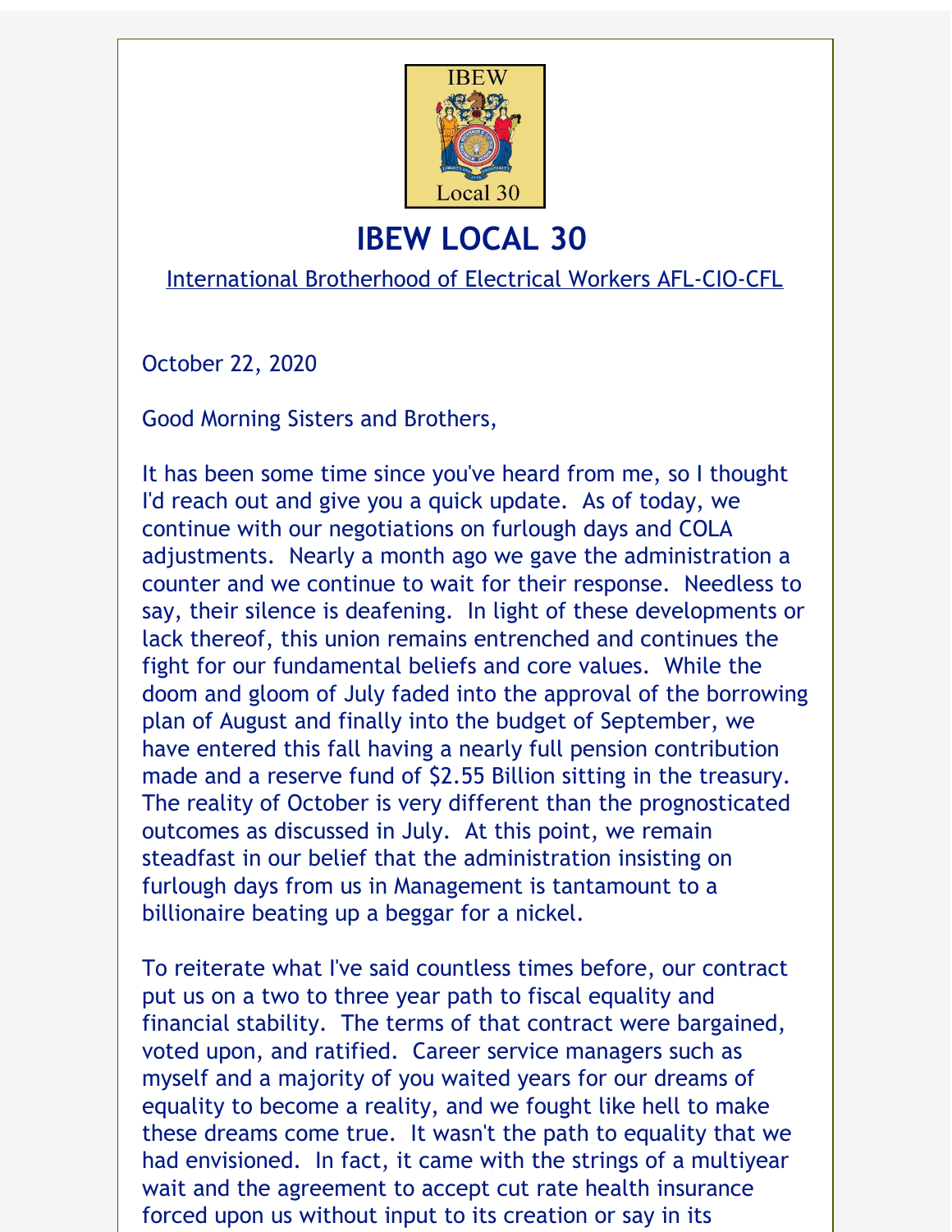# IBEW LOCAL 30

International Brotherhood of Electrical Workers AFL-CIO-CFL

October 22, 2020

Good Morning Sisters and Brothers,

It has been some time since you've heard from me, so I thought I'd reach out and give you a quick update. As of today, we continue with our negotiations on furlough days and COLA adjustments. Nearly a month ago we gave the administration a counter and we continue to wait for their response. Needless to say, their silence is deafening. In light of these developments or lack thereof, this union remains entrenched and continues the fight for our fundamental beliefs and core values. While the doom and gloom of July faded into the approval of the borrowing plan of August and finally into the budget of September, we have entered this fall having a nearly full pension contribution made and a reserve fund of $2.55 Billion sitting in the treasury. The reality of October is very different than the prognosticated outcomes as discussed in July. At this point, we remain steadfast in our belief that the administration insisting on furlough days from us in Management is tantamount to a billionaire beating up a beggar for a nickel.

To reiterate what I've said countless times before, our contract put us on a two to three year path to fiscal equality and financial stability. The terms of that contract were bargained, voted upon, and ratified. Career service managers such as myself and a majority of you waited years for our dreams of equality to become a reality, and we fought like hell to make these dreams come true. It wasn't the path to equality that we had envisioned. In fact, it came with the strings of a multiyear wait and the agreement to accept cut rate health insurance forced upon us without input to its creation or say in its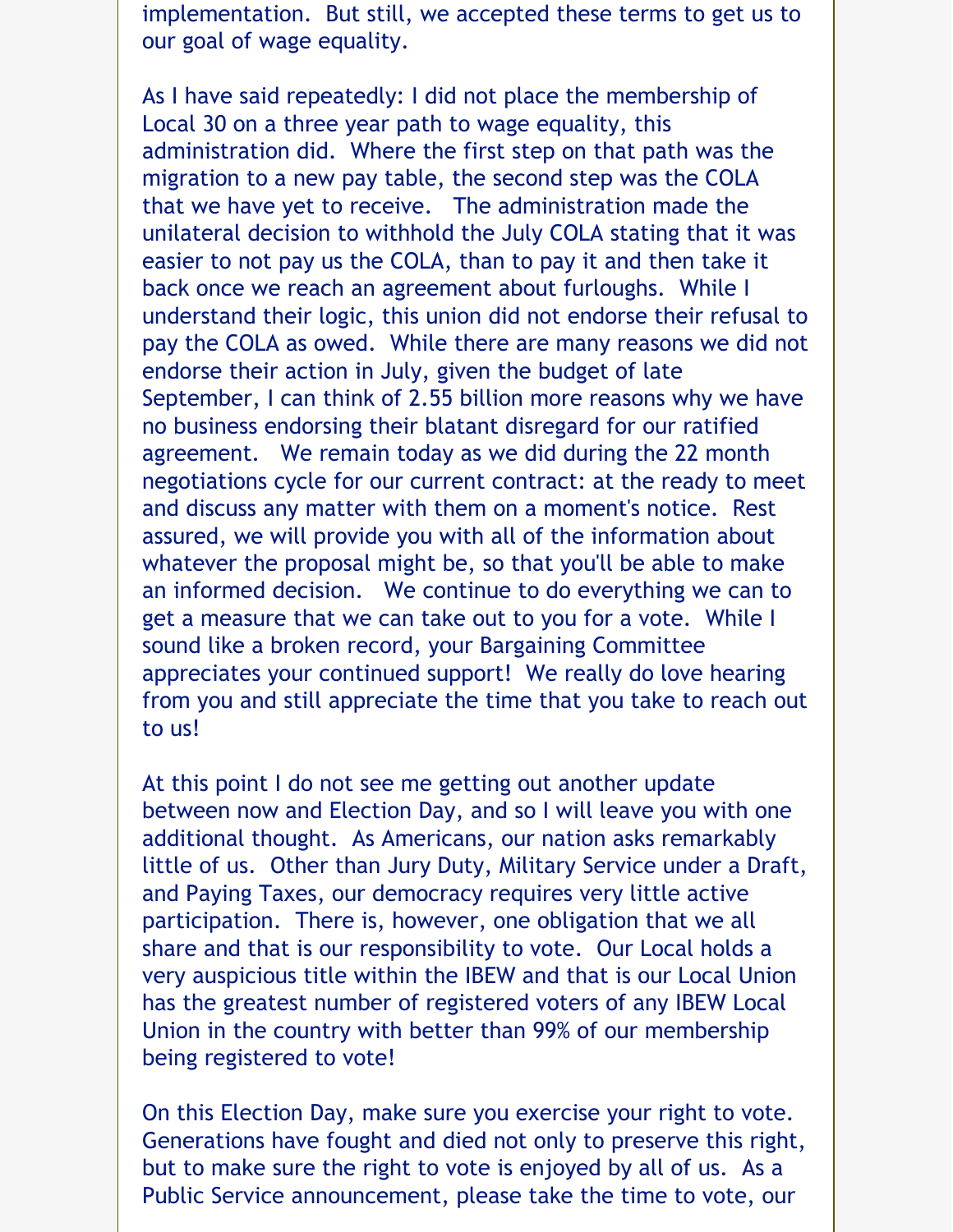implementation. But still, we accepted these terms to get us to our goal of wage equality.

As I have said repeatedly: I did not place the membership of Local 30 on a three year path to wage equality, this administration did. Where the first step on that path was the migration to a new pay table, the second step was the COLA that we have yet to receive. The administration made the unilateral decision to withhold the July COLA stating that it was easier to not pay us the COLA, than to pay it and then take it back once we reach an agreement about furloughs. While I understand their logic, this union did not endorse their refusal to pay the COLA as owed. While there are many reasons we did not endorse their action in July, given the budget of late September, I can think of 2.55 billion more reasons why we have no business endorsing their blatant disregard for our ratified agreement. We remain today as we did during the 22 month negotiations cycle for our current contract: at the ready to meet and discuss any matter with them on a moment's notice. Rest assured, we will provide you with all of the information about whatever the proposal might be, so that you'll be able to make an informed decision. We continue to do everything we can to get a measure that we can take out to you for a vote. While I sound like a broken record, your Bargaining Committee appreciates your continued support! We really do love hearing from you and still appreciate the time that you take to reach out to us!

At this point I do not see me getting out another update between now and Election Day, and so I will leave you with one additional thought. As Americans, our nation asks remarkably little of us. Other than Jury Duty, Military Service under a Draft, and Paying Taxes, our democracy requires very little active participation. There is, however, one obligation that we all share and that is our responsibility to vote. Our Local holds a very auspicious title within the IBEW and that is our Local Union has the greatest number of registered voters of any IBEW Local Union in the country with better than 99% of our membership being registered to vote!

On this Election Day, make sure you exercise your right to vote. Generations have fought and died not only to preserve this right, but to make sure the right to vote is enjoyed by all of us. As a Public Service announcement, please take the time to vote, our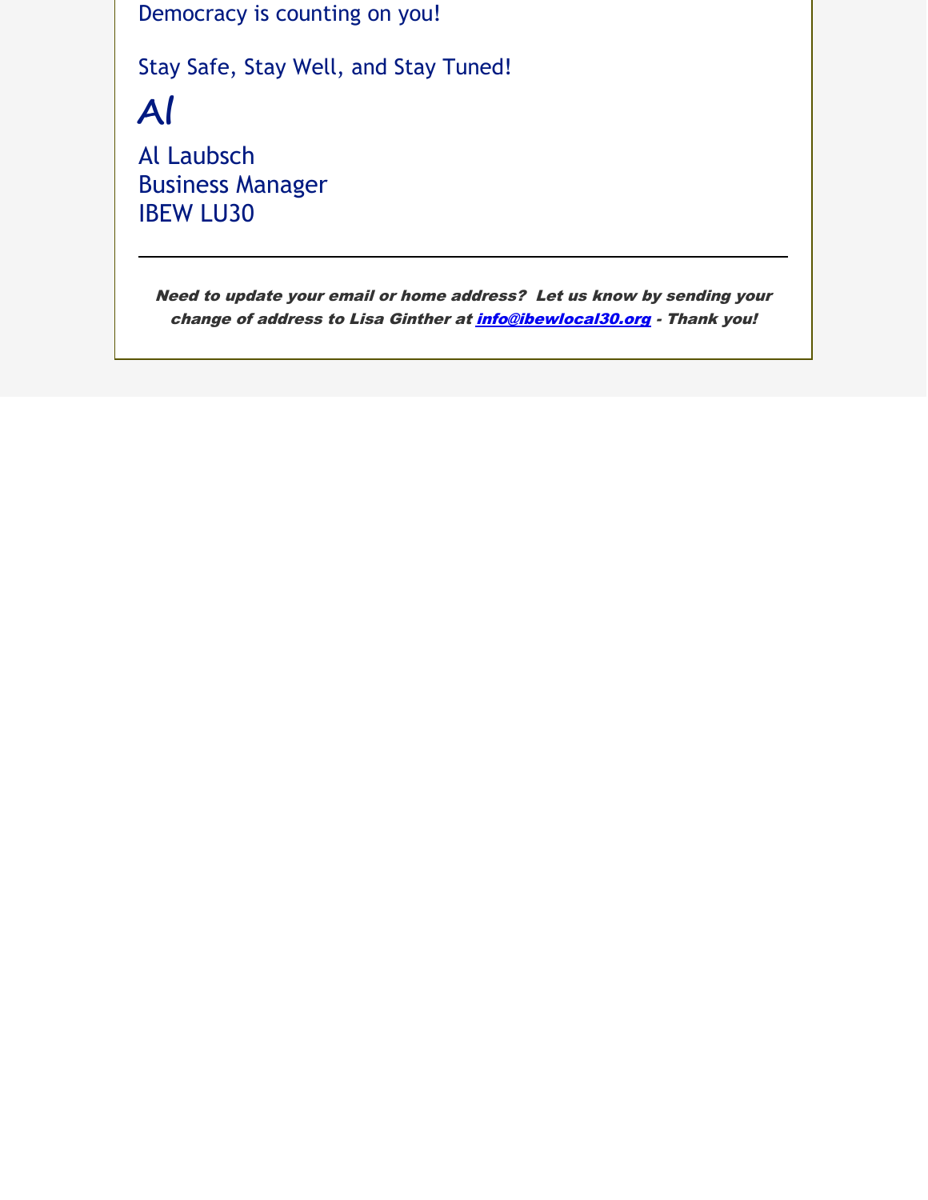Democracy is counting on you!

Stay Safe, Stay Well, and Stay Tuned!

*Al*

Al Laubsch
Business Manager
IBEW LU30

---

***Need to update your email or home address? Let us know by sending your change of address to Lisa Ginther at [info@ibewlocal30.org](mailto:info@ibewlocal30.org) - Thank you!***